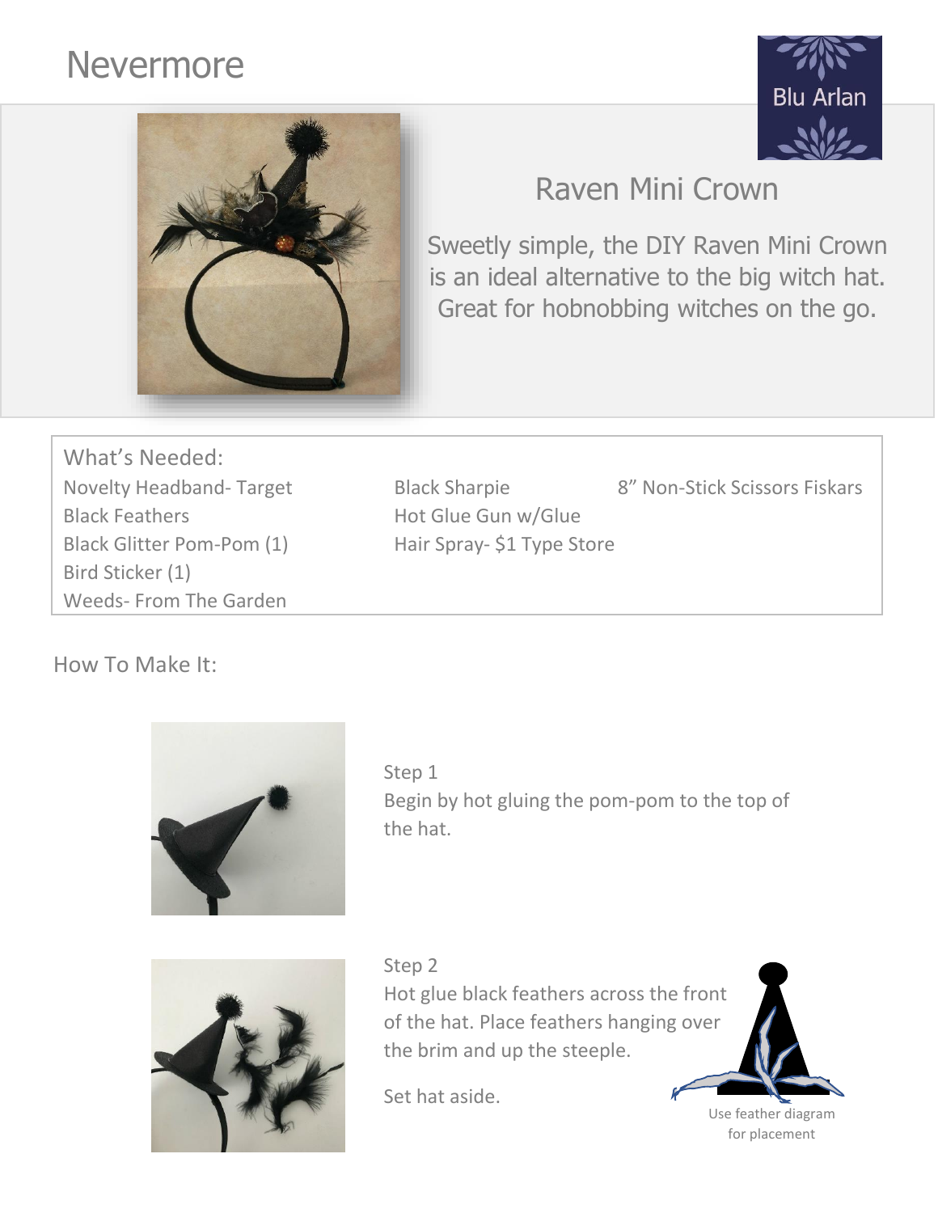# Nevermore

Blu Arlan

## Raven Mini Crown

Sweetly simple, the DIY Raven Mini Crown is an ideal alternative to the big witch hat. Great for hobnobbing witches on the go.

### What's Needed:

- Novelty Headband- Target
- Black Feathers
- Black Glitter Pom-Pom (1)
- Bird Sticker (1)
- Weeds- From The Garden
- Black Sharpie
- Hot Glue Gun w/Glue
- Hair Spray- $1 Type Store
- 8" Non-Stick Scissors Fiskars

### How To Make It:

Step 1

Begin by hot gluing the pom-pom to the top of the hat.

Step 2

Hot glue black feathers across the front of the hat. Place feathers hanging over the brim and up the steeple.

Set hat aside.

Use feather diagram for placement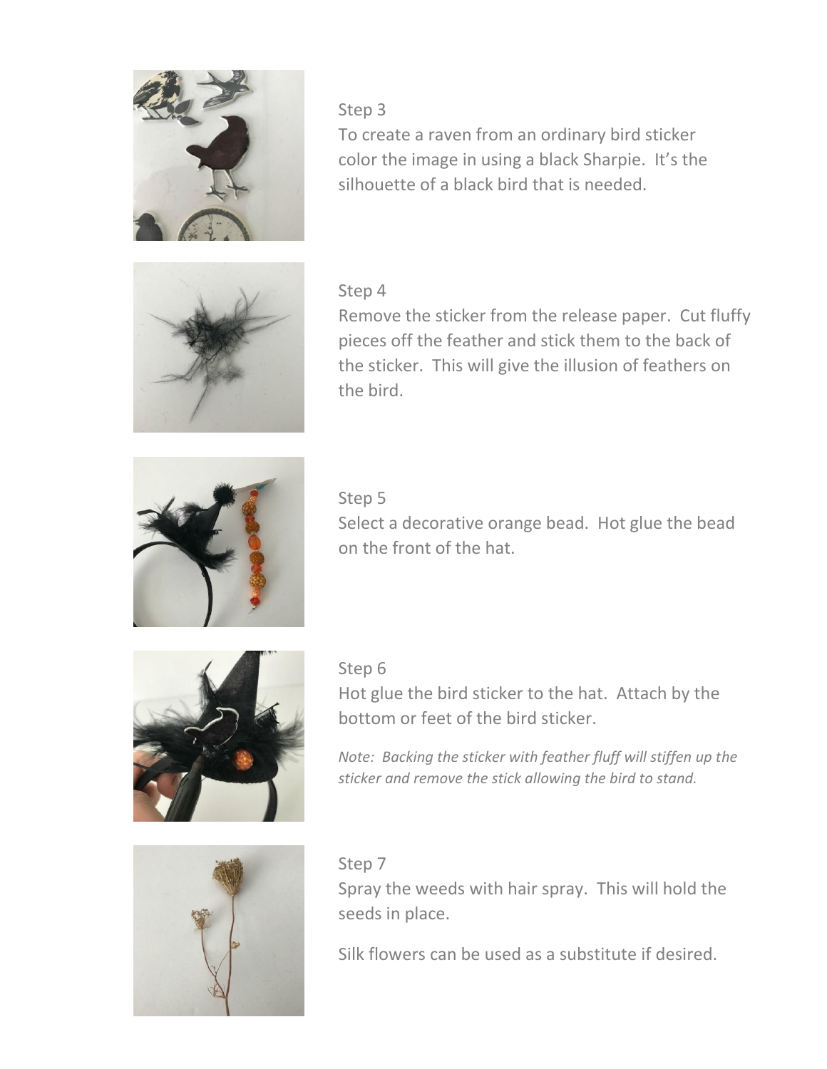Step 3

To create a raven from an ordinary bird sticker color the image in using a black Sharpie. It's the silhouette of a black bird that is needed.

Step 4

Remove the sticker from the release paper. Cut fluffy pieces off the feather and stick them to the back of the sticker. This will give the illusion of feathers on the bird.

Step 5

Select a decorative orange bead. Hot glue the bead on the front of the hat.

Step 6

Hot glue the bird sticker to the hat. Attach by the bottom or feet of the bird sticker.

*Note: Backing the sticker with feather fluff will stiffen up the sticker and remove the stick allowing the bird to stand.*

Step 7

Spray the weeds with hair spray. This will hold the seeds in place.

Silk flowers can be used as a substitute if desired.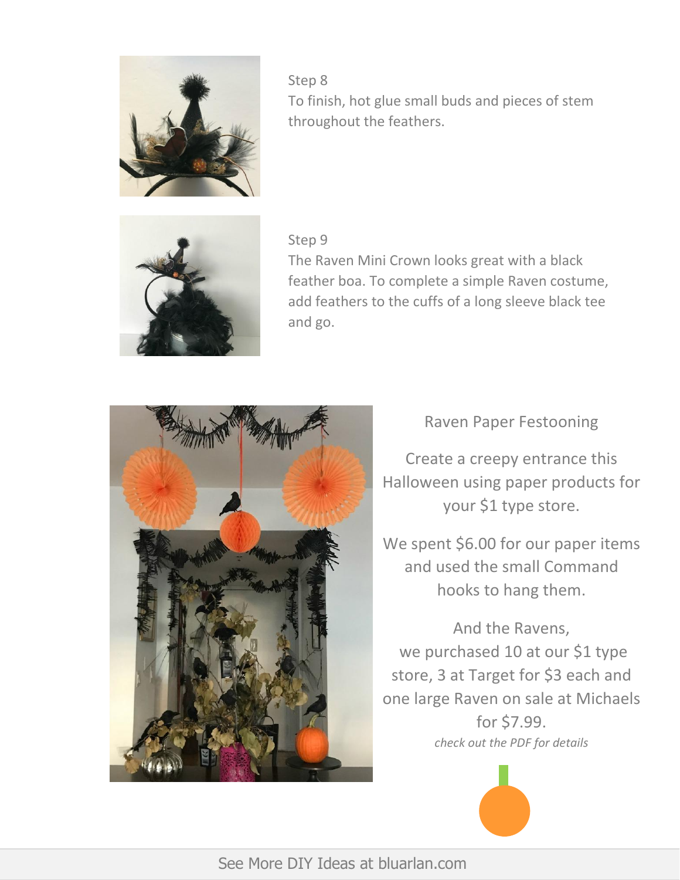Step 8

To finish, hot glue small buds and pieces of stem throughout the feathers.

Step 9

The Raven Mini Crown looks great with a black feather boa. To complete a simple Raven costume, add feathers to the cuffs of a long sleeve black tee and go.

## Raven Paper Festooning

Create a creepy entrance this Halloween using paper products for your $1 type store.

We spent $6.00 for our paper items and used the small Command hooks to hang them.

And the Ravens, we purchased 10 at our $1 type store, 3 at Target for $3 each and one large Raven on sale at Michaels for $7.99.

*check out the PDF for details*

See More DIY Ideas at bluarlan.com